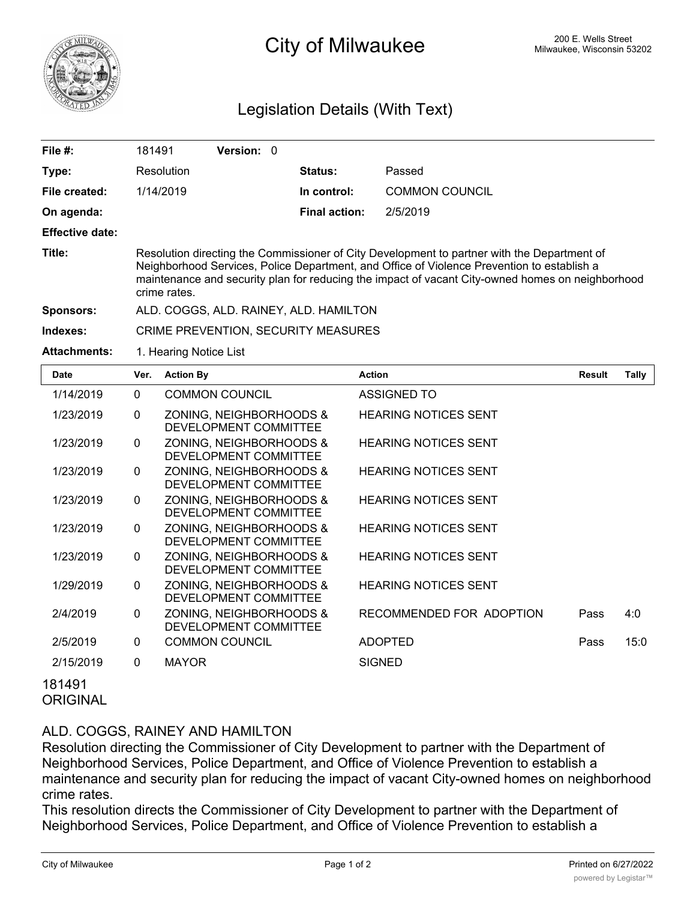# City of Milwaukee

200 E. Wells Street
Milwaukee, Wisconsin 53202

## Legislation Details (With Text)

| | | | |
|---|---|---|---|
| **File #:** | 181491 **Version:** 0 | | |
| **Type:** | Resolution | **Status:** | Passed |
| **File created:** | 1/14/2019 | **In control:** | COMMON COUNCIL |
| **On agenda:** | | **Final action:** | 2/5/2019 |
| **Effective date:** | | | |

**Title:** Resolution directing the Commissioner of City Development to partner with the Department of Neighborhood Services, Police Department, and Office of Violence Prevention to establish a maintenance and security plan for reducing the impact of vacant City-owned homes on neighborhood crime rates.

**Sponsors:** ALD. COGGS, ALD. RAINEY, ALD. HAMILTON

**Indexes:** CRIME PREVENTION, SECURITY MEASURES

**Attachments:** 1. Hearing Notice List

| Date | Ver. | Action By | Action | Result | Tally |
|---|---|---|---|---|---|
| 1/14/2019 | 0 | COMMON COUNCIL | ASSIGNED TO | | |
| 1/23/2019 | 0 | ZONING, NEIGHBORHOODS & DEVELOPMENT COMMITTEE | HEARING NOTICES SENT | | |
| 1/23/2019 | 0 | ZONING, NEIGHBORHOODS & DEVELOPMENT COMMITTEE | HEARING NOTICES SENT | | |
| 1/23/2019 | 0 | ZONING, NEIGHBORHOODS & DEVELOPMENT COMMITTEE | HEARING NOTICES SENT | | |
| 1/23/2019 | 0 | ZONING, NEIGHBORHOODS & DEVELOPMENT COMMITTEE | HEARING NOTICES SENT | | |
| 1/23/2019 | 0 | ZONING, NEIGHBORHOODS & DEVELOPMENT COMMITTEE | HEARING NOTICES SENT | | |
| 1/23/2019 | 0 | ZONING, NEIGHBORHOODS & DEVELOPMENT COMMITTEE | HEARING NOTICES SENT | | |
| 1/29/2019 | 0 | ZONING, NEIGHBORHOODS & DEVELOPMENT COMMITTEE | HEARING NOTICES SENT | | |
| 2/4/2019 | 0 | ZONING, NEIGHBORHOODS & DEVELOPMENT COMMITTEE | RECOMMENDED FOR ADOPTION | Pass | 4:0 |
| 2/5/2019 | 0 | COMMON COUNCIL | ADOPTED | Pass | 15:0 |
| 2/15/2019 | 0 | MAYOR | SIGNED | | |

181491
ORIGINAL

ALD. COGGS, RAINEY AND HAMILTON

Resolution directing the Commissioner of City Development to partner with the Department of Neighborhood Services, Police Department, and Office of Violence Prevention to establish a maintenance and security plan for reducing the impact of vacant City-owned homes on neighborhood crime rates.

This resolution directs the Commissioner of City Development to partner with the Department of Neighborhood Services, Police Department, and Office of Violence Prevention to establish a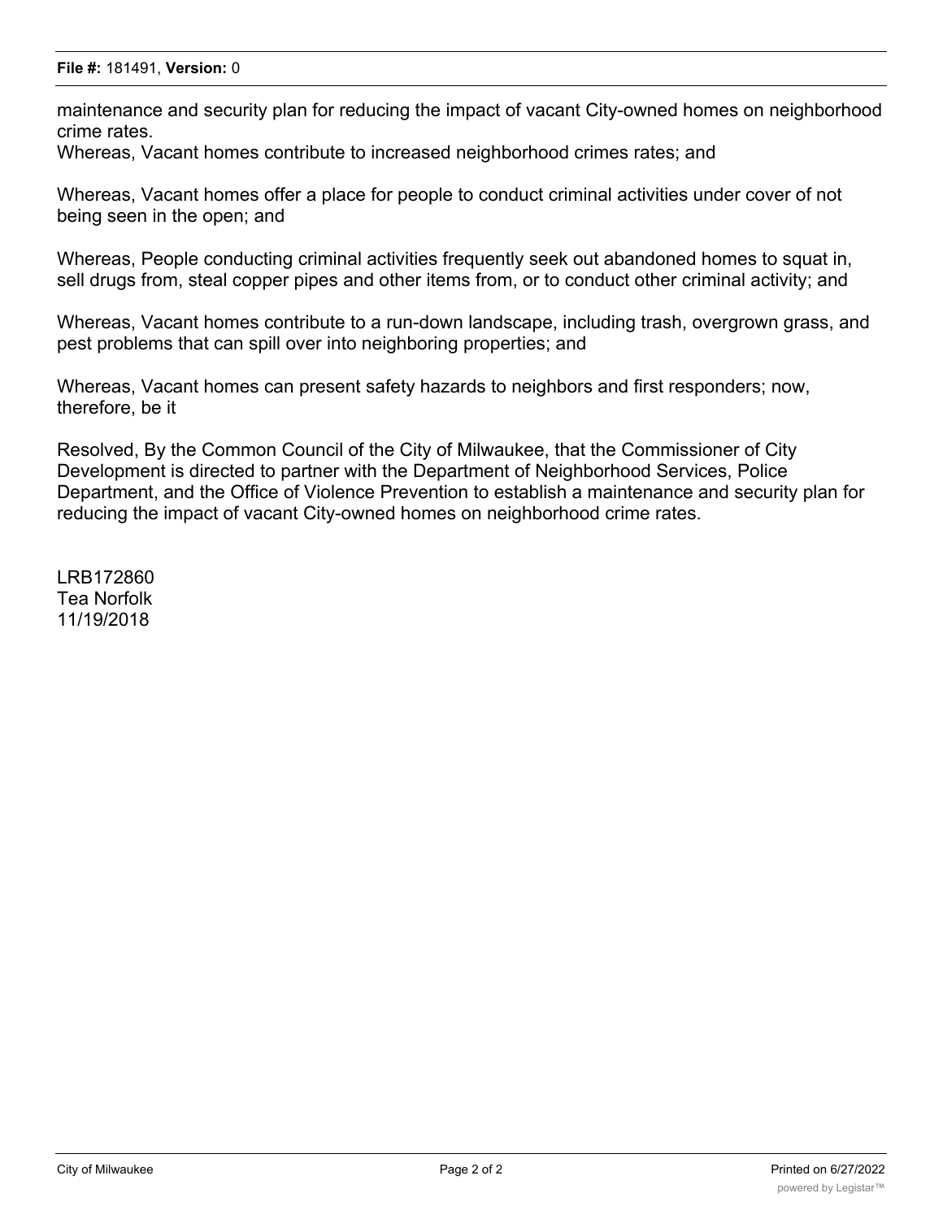maintenance and security plan for reducing the impact of vacant City-owned homes on neighborhood crime rates.

Whereas, Vacant homes contribute to increased neighborhood crimes rates; and

Whereas, Vacant homes offer a place for people to conduct criminal activities under cover of not being seen in the open; and

Whereas, People conducting criminal activities frequently seek out abandoned homes to squat in, sell drugs from, steal copper pipes and other items from, or to conduct other criminal activity; and

Whereas, Vacant homes contribute to a run-down landscape, including trash, overgrown grass, and pest problems that can spill over into neighboring properties; and

Whereas, Vacant homes can present safety hazards to neighbors and first responders; now, therefore, be it

Resolved, By the Common Council of the City of Milwaukee, that the Commissioner of City Development is directed to partner with the Department of Neighborhood Services, Police Department, and the Office of Violence Prevention to establish a maintenance and security plan for reducing the impact of vacant City-owned homes on neighborhood crime rates.

LRB172860
Tea Norfolk
11/19/2018